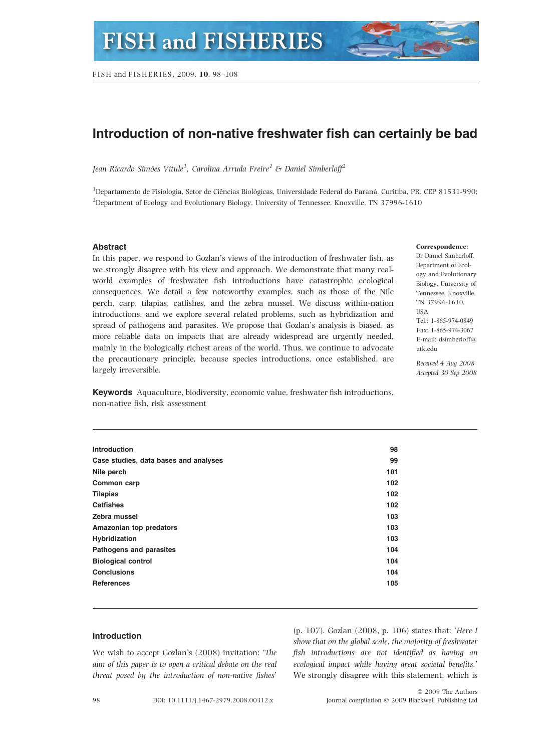# Introduction of non-native freshwater fish can certainly be bad

*Jean Ricardo Simões Vitule*[1], *Carolina Arruda Freire*[1] *& Daniel Simberloff*[2]

[1]Departamento de Fisiologia, Setor de Ciências Biológicas, Universidade Federal do Paraná, Curitiba, PR, CEP 81531-990; [2]Department of Ecology and Evolutionary Biology, University of Tennessee, Knoxville, TN 37996-1610

## Abstract

In this paper, we respond to Gozlan's views of the introduction of freshwater fish, as we strongly disagree with his view and approach. We demonstrate that many real-world examples of freshwater fish introductions have catastrophic ecological consequences. We detail a few noteworthy examples, such as those of the Nile perch, carp, tilapias, catfishes, and the zebra mussel. We discuss within-nation introductions, and we explore several related problems, such as hybridization and spread of pathogens and parasites. We propose that Gozlan's analysis is biased, as more reliable data on impacts that are already widespread are urgently needed, mainly in the biologically richest areas of the world. Thus, we continue to advocate the precautionary principle, because species introductions, once established, are largely irreversible.

**Correspondence:** Dr Daniel Simberloff, Department of Ecology and Evolutionary Biology, University of Tennessee, Knoxville, TN 37996-1610, USA
Tel.: 1-865-974-0849
Fax: 1-865-974-3067
E-mail: dsimberloff@utk.edu

*Received 4 Aug 2008*
*Accepted 30 Sep 2008*

**Keywords** Aquaculture, biodiversity, economic value, freshwater fish introductions, non-native fish, risk assessment

| | |
|---|---|
| **Introduction** | **98** |
| **Case studies, data bases and analyses** | **99** |
| **Nile perch** | **101** |
| **Common carp** | **102** |
| **Tilapias** | **102** |
| **Catfishes** | **102** |
| **Zebra mussel** | **103** |
| **Amazonian top predators** | **103** |
| **Hybridization** | **103** |
| **Pathogens and parasites** | **104** |
| **Biological control** | **104** |
| **Conclusions** | **104** |
| **References** | **105** |

## Introduction

We wish to accept Gozlan's (2008) invitation: '*The aim of this paper is to open a critical debate on the real threat posed by the introduction of non-native fishes*' (p. 107). Gozlan (2008, p. 106) states that: '*Here I show that on the global scale, the majority of freshwater fish introductions are not identified as having an ecological impact while having great societal benefits.*' We strongly disagree with this statement, which is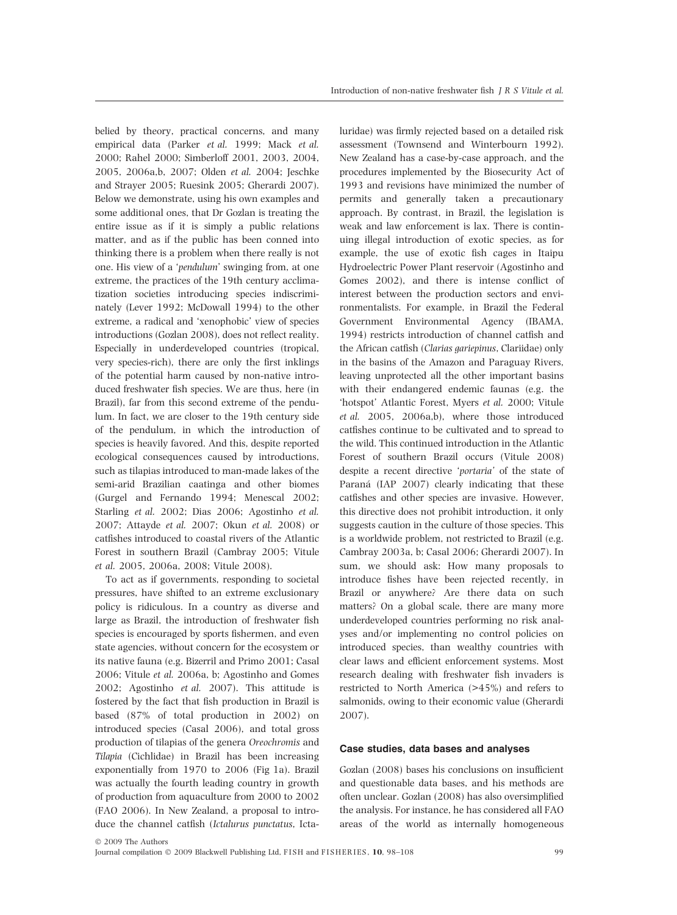belied by theory, practical concerns, and many empirical data (Parker *et al.* 1999; Mack *et al.* 2000; Rahel 2000; Simberloff 2001, 2003, 2004, 2005, 2006a,b, 2007; Olden *et al.* 2004; Jeschke and Strayer 2005; Ruesink 2005; Gherardi 2007). Below we demonstrate, using his own examples and some additional ones, that Dr Gozlan is treating the entire issue as if it is simply a public relations matter, and as if the public has been conned into thinking there is a problem when there really is not one. His view of a '*pendulum*' swinging from, at one extreme, the practices of the 19th century acclimatization societies introducing species indiscriminately (Lever 1992; McDowall 1994) to the other extreme, a radical and 'xenophobic' view of species introductions (Gozlan 2008), does not reflect reality. Especially in underdeveloped countries (tropical, very species-rich), there are only the first inklings of the potential harm caused by non-native introduced freshwater fish species. We are thus, here (in Brazil), far from this second extreme of the pendulum. In fact, we are closer to the 19th century side of the pendulum, in which the introduction of species is heavily favored. And this, despite reported ecological consequences caused by introductions, such as tilapias introduced to man-made lakes of the semi-arid Brazilian caatinga and other biomes (Gurgel and Fernando 1994; Menescal 2002; Starling *et al.* 2002; Dias 2006; Agostinho *et al.* 2007; Attayde *et al.* 2007; Okun *et al.* 2008) or catfishes introduced to coastal rivers of the Atlantic Forest in southern Brazil (Cambray 2005; Vitule *et al.* 2005, 2006a, 2008; Vitule 2008).

To act as if governments, responding to societal pressures, have shifted to an extreme exclusionary policy is ridiculous. In a country as diverse and large as Brazil, the introduction of freshwater fish species is encouraged by sports fishermen, and even state agencies, without concern for the ecosystem or its native fauna (e.g. Bizerril and Primo 2001; Casal 2006; Vitule *et al.* 2006a, b; Agostinho and Gomes 2002; Agostinho *et al.* 2007). This attitude is fostered by the fact that fish production in Brazil is based (87% of total production in 2002) on introduced species (Casal 2006), and total gross production of tilapias of the genera *Oreochromis* and *Tilapia* (Cichlidae) in Brazil has been increasing exponentially from 1970 to 2006 (Fig 1a). Brazil was actually the fourth leading country in growth of production from aquaculture from 2000 to 2002 (FAO 2006). In New Zealand, a proposal to introduce the channel catfish (*Ictalurus punctatus*, Ictaluridae) was firmly rejected based on a detailed risk assessment (Townsend and Winterbourn 1992). New Zealand has a case-by-case approach, and the procedures implemented by the Biosecurity Act of 1993 and revisions have minimized the number of permits and generally taken a precautionary approach. By contrast, in Brazil, the legislation is weak and law enforcement is lax. There is continuing illegal introduction of exotic species, as for example, the use of exotic fish cages in Itaipu Hydroelectric Power Plant reservoir (Agostinho and Gomes 2002), and there is intense conflict of interest between the production sectors and environmentalists. For example, in Brazil the Federal Government Environmental Agency (IBAMA, 1994) restricts introduction of channel catfish and the African catfish (*Clarias gariepinus*, Clariidae) only in the basins of the Amazon and Paraguay Rivers, leaving unprotected all the other important basins with their endangered endemic faunas (e.g. the 'hotspot' Atlantic Forest, Myers *et al.* 2000; Vitule *et al.* 2005, 2006a,b), where those introduced catfishes continue to be cultivated and to spread to the wild. This continued introduction in the Atlantic Forest of southern Brazil occurs (Vitule 2008) despite a recent directive '*portaria*' of the state of Paraná (IAP 2007) clearly indicating that these catfishes and other species are invasive. However, this directive does not prohibit introduction, it only suggests caution in the culture of those species. This is a worldwide problem, not restricted to Brazil (e.g. Cambray 2003a, b; Casal 2006; Gherardi 2007). In sum, we should ask: How many proposals to introduce fishes have been rejected recently, in Brazil or anywhere? Are there data on such matters? On a global scale, there are many more underdeveloped countries performing no risk analyses and/or implementing no control policies on introduced species, than wealthy countries with clear laws and efficient enforcement systems. Most research dealing with freshwater fish invaders is restricted to North America (>45%) and refers to salmonids, owing to their economic value (Gherardi 2007).

### Case studies, data bases and analyses

Gozlan (2008) bases his conclusions on insufficient and questionable data bases, and his methods are often unclear. Gozlan (2008) has also oversimplified the analysis. For instance, he has considered all FAO areas of the world as internally homogeneous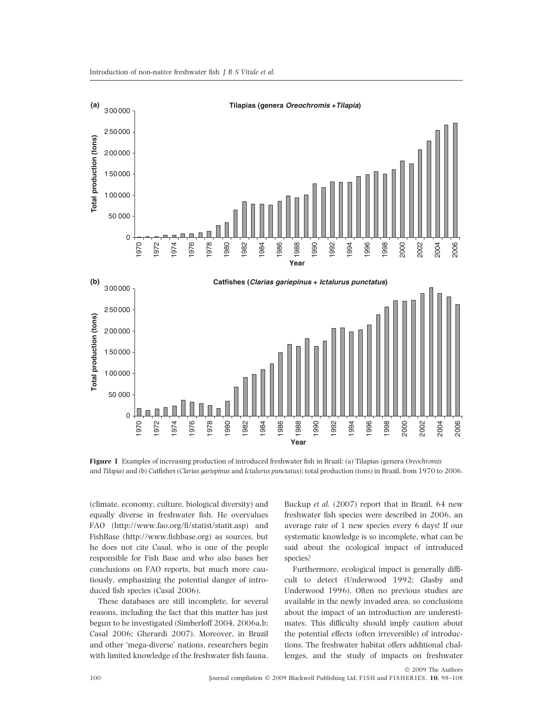Figure 1 Examples of increasing production of introduced freshwater fish in Brazil: (a) Tilapias (genera *Oreochromis* and *Tilapia*) and (b) Catfishes (*Clarias gariepinus* and *Ictalurus punctatus*); total production (tons) in Brazil, from 1970 to 2006.

(climate, economy, culture, biological diversity) and equally diverse in freshwater fish. He overvalues FAO (http://www.fao.org/fi/statist/statit.asp) and FishBase (http://www.fishbase.org) as sources, but he does not cite Casal, who is one of the people responsible for Fish Base and who also bases her conclusions on FAO reports, but much more cautiously, emphasizing the potential danger of introduced fish species (Casal 2006).

These databases are still incomplete, for several reasons, including the fact that this matter has just begun to be investigated (Simberloff 2004, 2006a,b; Casal 2006; Gherardi 2007). Moreover, in Brazil and other 'mega-diverse' nations, researchers begin with limited knowledge of the freshwater fish fauna. Buckup *et al.* (2007) report that in Brazil, 64 new freshwater fish species were described in 2006, an average rate of 1 new species every 6 days! If our systematic knowledge is so incomplete, what can be said about the ecological impact of introduced species?

Furthermore, ecological impact is generally difficult to detect (Underwood 1992; Glasby and Underwood 1996). Often no previous studies are available in the newly invaded area, so conclusions about the impact of an introduction are underestimates. This difficulty should imply caution about the potential effects (often irreversible) of introductions. The freshwater habitat offers additional challenges, and the study of impacts on freshwater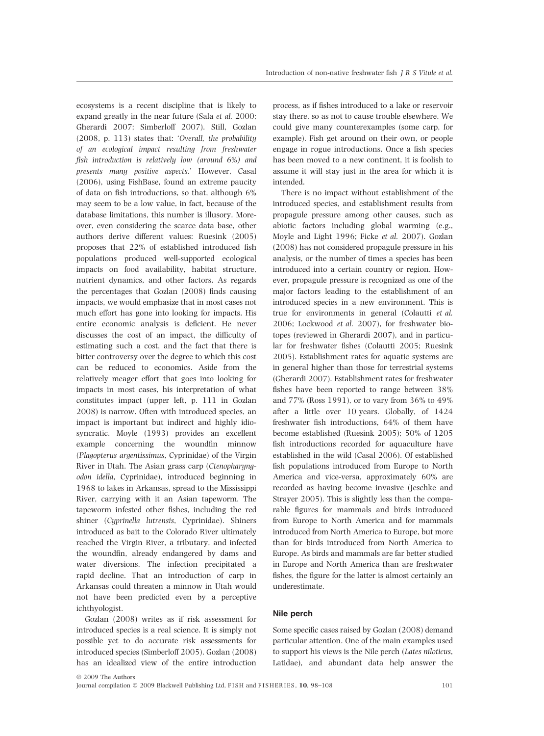ecosystems is a recent discipline that is likely to expand greatly in the near future (Sala *et al.* 2000; Gherardi 2007; Simberloff 2007). Still, Gozlan (2008, p. 113) states that: '*Overall, the probability of an ecological impact resulting from freshwater fish introduction is relatively low (around 6%) and presents many positive aspects*.' However, Casal (2006), using FishBase, found an extreme paucity of data on fish introductions, so that, although 6% may seem to be a low value, in fact, because of the database limitations, this number is illusory. Moreover, even considering the scarce data base, other authors derive different values: Ruesink (2005) proposes that 22% of established introduced fish populations produced well-supported ecological impacts on food availability, habitat structure, nutrient dynamics, and other factors. As regards the percentages that Gozlan (2008) finds causing impacts, we would emphasize that in most cases not much effort has gone into looking for impacts. His entire economic analysis is deficient. He never discusses the cost of an impact, the difficulty of estimating such a cost, and the fact that there is bitter controversy over the degree to which this cost can be reduced to economics. Aside from the relatively meager effort that goes into looking for impacts in most cases, his interpretation of what constitutes impact (upper left, p. 111 in Gozlan 2008) is narrow. Often with introduced species, an impact is important but indirect and highly idiosyncratic. Moyle (1993) provides an excellent example concerning the woundfin minnow (*Plagopterus argentissimus*, Cyprinidae) of the Virgin River in Utah. The Asian grass carp (*Ctenopharyngodon idella*, Cyprinidae), introduced beginning in 1968 to lakes in Arkansas, spread to the Mississippi River, carrying with it an Asian tapeworm. The tapeworm infested other fishes, including the red shiner (*Cyprinella lutrensis*, Cyprinidae). Shiners introduced as bait to the Colorado River ultimately reached the Virgin River, a tributary, and infected the woundfin, already endangered by dams and water diversions. The infection precipitated a rapid decline. That an introduction of carp in Arkansas could threaten a minnow in Utah would not have been predicted even by a perceptive ichthyologist.

Gozlan (2008) writes as if risk assessment for introduced species is a real science. It is simply not possible yet to do accurate risk assessments for introduced species (Simberloff 2005). Gozlan (2008) has an idealized view of the entire introduction process, as if fishes introduced to a lake or reservoir stay there, so as not to cause trouble elsewhere. We could give many counterexamples (some carp, for example). Fish get around on their own, or people engage in rogue introductions. Once a fish species has been moved to a new continent, it is foolish to assume it will stay just in the area for which it is intended.

There is no impact without establishment of the introduced species, and establishment results from propagule pressure among other causes, such as abiotic factors including global warming (e.g., Moyle and Light 1996; Ficke *et al.* 2007). Gozlan (2008) has not considered propagule pressure in his analysis, or the number of times a species has been introduced into a certain country or region. However, propagule pressure is recognized as one of the major factors leading to the establishment of an introduced species in a new environment. This is true for environments in general (Colautti *et al.* 2006; Lockwood *et al.* 2007), for freshwater biotopes (reviewed in Gherardi 2007), and in particular for freshwater fishes (Colautti 2005; Ruesink 2005). Establishment rates for aquatic systems are in general higher than those for terrestrial systems (Gherardi 2007). Establishment rates for freshwater fishes have been reported to range between 38% and 77% (Ross 1991), or to vary from 36% to 49% after a little over 10 years. Globally, of 1424 freshwater fish introductions, 64% of them have become established (Ruesink 2005); 50% of 1205 fish introductions recorded for aquaculture have established in the wild (Casal 2006). Of established fish populations introduced from Europe to North America and vice-versa, approximately 60% are recorded as having become invasive (Jeschke and Strayer 2005). This is slightly less than the comparable figures for mammals and birds introduced from Europe to North America and for mammals introduced from North America to Europe, but more than for birds introduced from North America to Europe. As birds and mammals are far better studied in Europe and North America than are freshwater fishes, the figure for the latter is almost certainly an underestimate.

## Nile perch

Some specific cases raised by Gozlan (2008) demand particular attention. One of the main examples used to support his views is the Nile perch (*Lates niloticus*, Latidae), and abundant data help answer the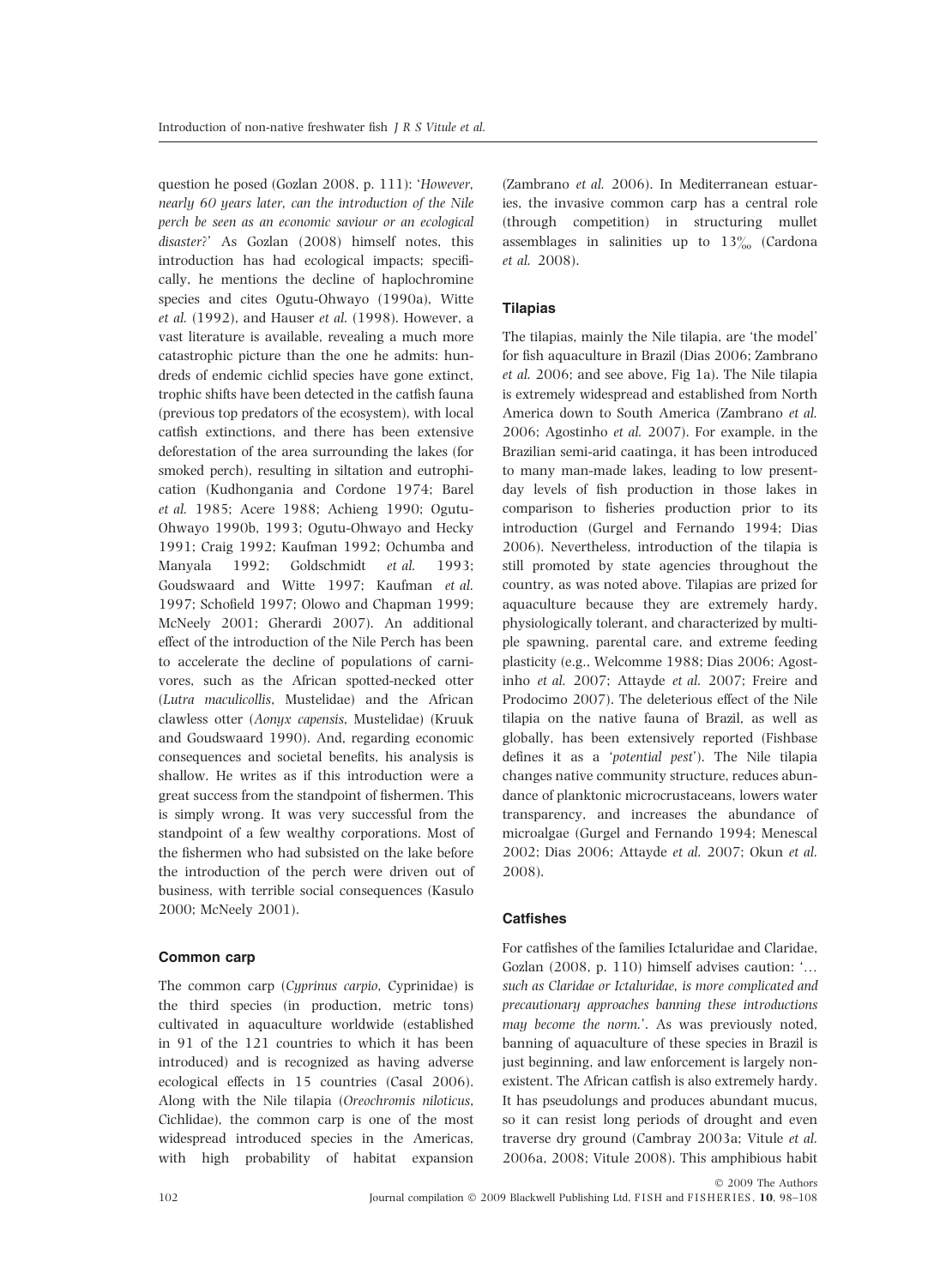question he posed (Gozlan 2008, p. 111): '*However, nearly 60 years later, can the introduction of the Nile perch be seen as an economic saviour or an ecological disaster?*' As Gozlan (2008) himself notes, this introduction has had ecological impacts; specifically, he mentions the decline of haplochromine species and cites Ogutu-Ohwayo (1990a), Witte *et al.* (1992), and Hauser *et al.* (1998). However, a vast literature is available, revealing a much more catastrophic picture than the one he admits: hundreds of endemic cichlid species have gone extinct, trophic shifts have been detected in the catfish fauna (previous top predators of the ecosystem), with local catfish extinctions, and there has been extensive deforestation of the area surrounding the lakes (for smoked perch), resulting in siltation and eutrophication (Kudhongania and Cordone 1974; Barel *et al.* 1985; Acere 1988; Achieng 1990; Ogutu-Ohwayo 1990b, 1993; Ogutu-Ohwayo and Hecky 1991; Craig 1992; Kaufman 1992; Ochumba and Manyala 1992; Goldschmidt *et al.* 1993; Goudswaard and Witte 1997; Kaufman *et al.* 1997; Schofield 1997; Olowo and Chapman 1999; McNeely 2001; Gherardi 2007). An additional effect of the introduction of the Nile Perch has been to accelerate the decline of populations of carnivores, such as the African spotted-necked otter (*Lutra maculicollis*, Mustelidae) and the African clawless otter (*Aonyx capensis*, Mustelidae) (Kruuk and Goudswaard 1990). And, regarding economic consequences and societal benefits, his analysis is shallow. He writes as if this introduction were a great success from the standpoint of fishermen. This is simply wrong. It was very successful from the standpoint of a few wealthy corporations. Most of the fishermen who had subsisted on the lake before the introduction of the perch were driven out of business, with terrible social consequences (Kasulo 2000; McNeely 2001).

### Common carp

The common carp (*Cyprinus carpio*, Cyprinidae) is the third species (in production, metric tons) cultivated in aquaculture worldwide (established in 91 of the 121 countries to which it has been introduced) and is recognized as having adverse ecological effects in 15 countries (Casal 2006). Along with the Nile tilapia (*Oreochromis niloticus*, Cichlidae), the common carp is one of the most widespread introduced species in the Americas, with high probability of habitat expansion (Zambrano *et al.* 2006). In Mediterranean estuaries, the invasive common carp has a central role (through competition) in structuring mullet assemblages in salinities up to 13‰ (Cardona *et al.* 2008).

### Tilapias

The tilapias, mainly the Nile tilapia, are 'the model' for fish aquaculture in Brazil (Dias 2006; Zambrano *et al.* 2006; and see above, Fig 1a). The Nile tilapia is extremely widespread and established from North America down to South America (Zambrano *et al.* 2006; Agostinho *et al.* 2007). For example, in the Brazilian semi-arid caatinga, it has been introduced to many man-made lakes, leading to low present-day levels of fish production in those lakes in comparison to fisheries production prior to its introduction (Gurgel and Fernando 1994; Dias 2006). Nevertheless, introduction of the tilapia is still promoted by state agencies throughout the country, as was noted above. Tilapias are prized for aquaculture because they are extremely hardy, physiologically tolerant, and characterized by multiple spawning, parental care, and extreme feeding plasticity (e.g., Welcomme 1988; Dias 2006; Agostinho *et al.* 2007; Attayde *et al.* 2007; Freire and Prodocimo 2007). The deleterious effect of the Nile tilapia on the native fauna of Brazil, as well as globally, has been extensively reported (Fishbase defines it as a '*potential pest*'). The Nile tilapia changes native community structure, reduces abundance of planktonic microcrustaceans, lowers water transparency, and increases the abundance of microalgae (Gurgel and Fernando 1994; Menescal 2002; Dias 2006; Attayde *et al.* 2007; Okun *et al.* 2008).

### Catfishes

For catfishes of the families Ictaluridae and Claridae, Gozlan (2008, p. 110) himself advises caution: '… *such as Claridae or Ictaluridae, is more complicated and precautionary approaches banning these introductions may become the norm.*'. As was previously noted, banning of aquaculture of these species in Brazil is just beginning, and law enforcement is largely nonexistent. The African catfish is also extremely hardy. It has pseudolungs and produces abundant mucus, so it can resist long periods of drought and even traverse dry ground (Cambray 2003a; Vitule *et al.* 2006a, 2008; Vitule 2008). This amphibious habit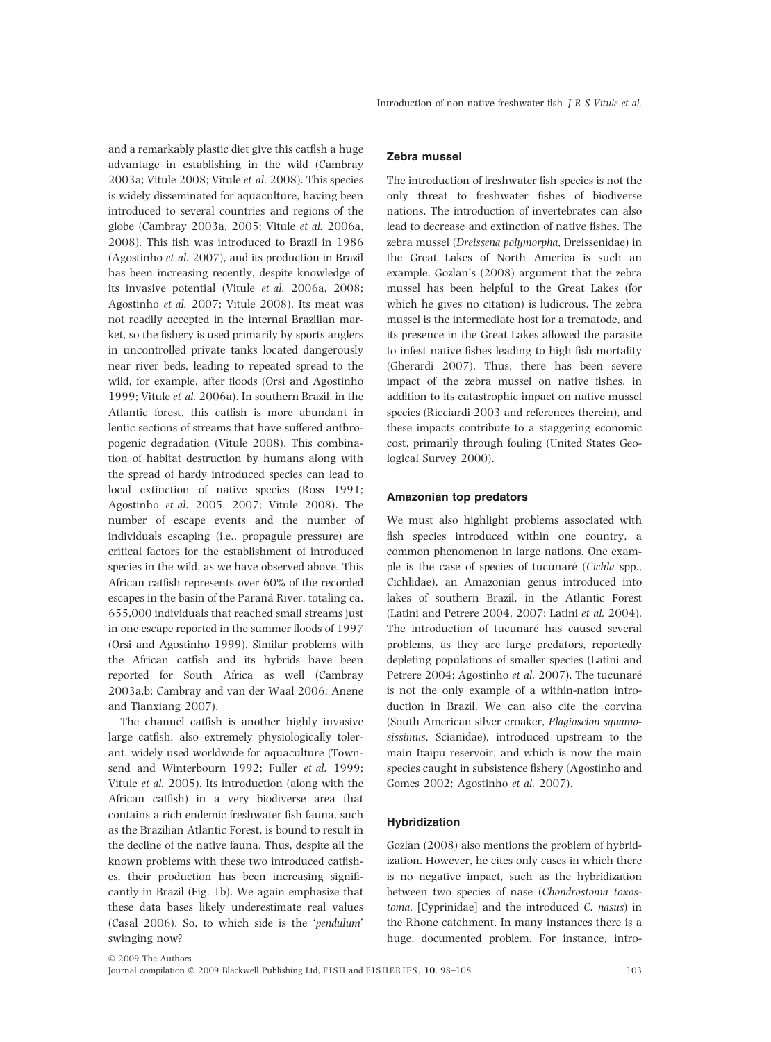and a remarkably plastic diet give this catfish a huge advantage in establishing in the wild (Cambray 2003a; Vitule 2008; Vitule *et al.* 2008). This species is widely disseminated for aquaculture, having been introduced to several countries and regions of the globe (Cambray 2003a, 2005; Vitule *et al.* 2006a, 2008). This fish was introduced to Brazil in 1986 (Agostinho *et al.* 2007), and its production in Brazil has been increasing recently, despite knowledge of its invasive potential (Vitule *et al.* 2006a, 2008; Agostinho *et al.* 2007; Vitule 2008). Its meat was not readily accepted in the internal Brazilian market, so the fishery is used primarily by sports anglers in uncontrolled private tanks located dangerously near river beds, leading to repeated spread to the wild, for example, after floods (Orsi and Agostinho 1999; Vitule *et al.* 2006a). In southern Brazil, in the Atlantic forest, this catfish is more abundant in lentic sections of streams that have suffered anthropogenic degradation (Vitule 2008). This combination of habitat destruction by humans along with the spread of hardy introduced species can lead to local extinction of native species (Ross 1991; Agostinho *et al.* 2005, 2007; Vitule 2008). The number of escape events and the number of individuals escaping (i.e., propagule pressure) are critical factors for the establishment of introduced species in the wild, as we have observed above. This African catfish represents over 60% of the recorded escapes in the basin of the Paraná River, totaling ca. 655,000 individuals that reached small streams just in one escape reported in the summer floods of 1997 (Orsi and Agostinho 1999). Similar problems with the African catfish and its hybrids have been reported for South Africa as well (Cambray 2003a,b; Cambray and van der Waal 2006; Anene and Tianxiang 2007).

The channel catfish is another highly invasive large catfish, also extremely physiologically tolerant, widely used worldwide for aquaculture (Townsend and Winterbourn 1992; Fuller *et al.* 1999; Vitule *et al.* 2005). Its introduction (along with the African catfish) in a very biodiverse area that contains a rich endemic freshwater fish fauna, such as the Brazilian Atlantic Forest, is bound to result in the decline of the native fauna. Thus, despite all the known problems with these two introduced catfishes, their production has been increasing significantly in Brazil (Fig. 1b). We again emphasize that these data bases likely underestimate real values (Casal 2006). So, to which side is the '*pendulum*' swinging now?

### Zebra mussel

The introduction of freshwater fish species is not the only threat to freshwater fishes of biodiverse nations. The introduction of invertebrates can also lead to decrease and extinction of native fishes. The zebra mussel (*Dreissena polymorpha*, Dreissenidae) in the Great Lakes of North America is such an example. Gozlan's (2008) argument that the zebra mussel has been helpful to the Great Lakes (for which he gives no citation) is ludicrous. The zebra mussel is the intermediate host for a trematode, and its presence in the Great Lakes allowed the parasite to infest native fishes leading to high fish mortality (Gherardi 2007). Thus, there has been severe impact of the zebra mussel on native fishes, in addition to its catastrophic impact on native mussel species (Ricciardi 2003 and references therein), and these impacts contribute to a staggering economic cost, primarily through fouling (United States Geological Survey 2000).

### Amazonian top predators

We must also highlight problems associated with fish species introduced within one country, a common phenomenon in large nations. One example is the case of species of tucunaré (*Cichla* spp., Cichlidae), an Amazonian genus introduced into lakes of southern Brazil, in the Atlantic Forest (Latini and Petrere 2004, 2007; Latini *et al.* 2004). The introduction of tucunaré has caused several problems, as they are large predators, reportedly depleting populations of smaller species (Latini and Petrere 2004; Agostinho *et al.* 2007). The tucunaré is not the only example of a within-nation introduction in Brazil. We can also cite the corvina (South American silver croaker, *Plagioscion squamosissimus*, Scianidae), introduced upstream to the main Itaipu reservoir, and which is now the main species caught in subsistence fishery (Agostinho and Gomes 2002; Agostinho *et al.* 2007).

### Hybridization

Gozlan (2008) also mentions the problem of hybridization. However, he cites only cases in which there is no negative impact, such as the hybridization between two species of nase (*Chondrostoma toxostoma*, [Cyprinidae] and the introduced *C. nasus*) in the Rhone catchment. In many instances there is a huge, documented problem. For instance, intro-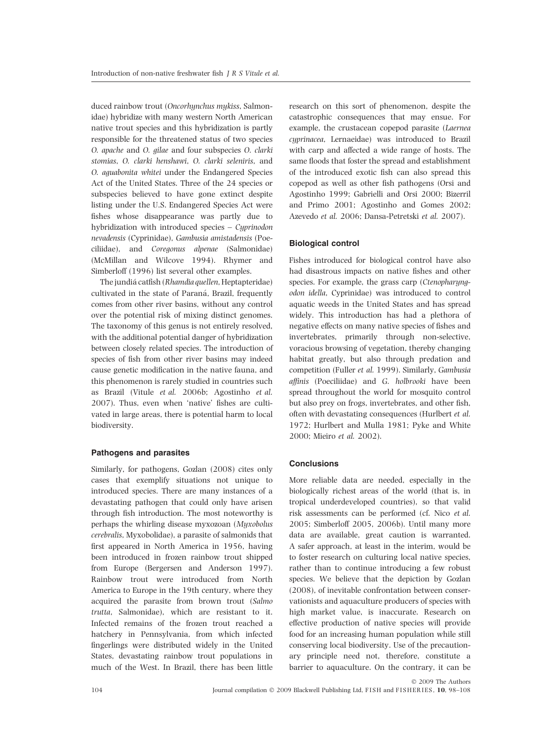duced rainbow trout (*Oncorhynchus mykiss*, Salmonidae) hybridize with many western North American native trout species and this hybridization is partly responsible for the threatened status of two species *O. apache* and *O. gilae* and four subspecies *O. clarki stomias*, *O. clarki henshawi*, *O. clarki seleniris*, and *O. aguabonita whitei* under the Endangered Species Act of the United States. Three of the 24 species or subspecies believed to have gone extinct despite listing under the U.S. Endangered Species Act were fishes whose disappearance was partly due to hybridization with introduced species – *Cyprinodon nevadensis* (Cyprinidae), *Gambusia amistadensis* (Poeciliidae), and *Coregonus alpenae* (Salmonidae) (McMillan and Wilcove 1994). Rhymer and Simberloff (1996) list several other examples.

The jundiá catfish (*Rhamdia quellen*, Heptapteridae) cultivated in the state of Paraná, Brazil, frequently comes from other river basins, without any control over the potential risk of mixing distinct genomes. The taxonomy of this genus is not entirely resolved, with the additional potential danger of hybridization between closely related species. The introduction of species of fish from other river basins may indeed cause genetic modification in the native fauna, and this phenomenon is rarely studied in countries such as Brazil (Vitule *et al.* 2006b; Agostinho *et al.* 2007). Thus, even when 'native' fishes are cultivated in large areas, there is potential harm to local biodiversity.

### Pathogens and parasites

Similarly, for pathogens, Gozlan (2008) cites only cases that exemplify situations not unique to introduced species. There are many instances of a devastating pathogen that could only have arisen through fish introduction. The most noteworthy is perhaps the whirling disease myxozoan (*Myxobolus cerebralis*, Myxobolidae), a parasite of salmonids that first appeared in North America in 1956, having been introduced in frozen rainbow trout shipped from Europe (Bergersen and Anderson 1997). Rainbow trout were introduced from North America to Europe in the 19th century, where they acquired the parasite from brown trout (*Salmo trutta*, Salmonidae), which are resistant to it. Infected remains of the frozen trout reached a hatchery in Pennsylvania, from which infected fingerlings were distributed widely in the United States, devastating rainbow trout populations in much of the West. In Brazil, there has been little research on this sort of phenomenon, despite the catastrophic consequences that may ensue. For example, the crustacean copepod parasite (*Laernea cyprinacea*, Lernaeidae) was introduced to Brazil with carp and affected a wide range of hosts. The same floods that foster the spread and establishment of the introduced exotic fish can also spread this copepod as well as other fish pathogens (Orsi and Agostinho 1999; Gabrielli and Orsi 2000; Bizerril and Primo 2001; Agostinho and Gomes 2002; Azevedo *et al.* 2006; Dansa-Petretski *et al.* 2007).

### Biological control

Fishes introduced for biological control have also had disastrous impacts on native fishes and other species. For example, the grass carp (*Ctenopharyngodon idella*, Cyprinidae) was introduced to control aquatic weeds in the United States and has spread widely. This introduction has had a plethora of negative effects on many native species of fishes and invertebrates, primarily through non-selective, voracious browsing of vegetation, thereby changing habitat greatly, but also through predation and competition (Fuller *et al.* 1999). Similarly, *Gambusia affinis* (Poeciliidae) and *G. holbrooki* have been spread throughout the world for mosquito control but also prey on frogs, invertebrates, and other fish, often with devastating consequences (Hurlbert *et al.* 1972; Hurlbert and Mulla 1981; Pyke and White 2000; Mieiro *et al.* 2002).

### Conclusions

More reliable data are needed, especially in the biologically richest areas of the world (that is, in tropical underdeveloped countries), so that valid risk assessments can be performed (cf. Nico *et al.* 2005; Simberloff 2005, 2006b). Until many more data are available, great caution is warranted. A safer approach, at least in the interim, would be to foster research on culturing local native species, rather than to continue introducing a few robust species. We believe that the depiction by Gozlan (2008), of inevitable confrontation between conservationists and aquaculture producers of species with high market value, is inaccurate. Research on effective production of native species will provide food for an increasing human population while still conserving local biodiversity. Use of the precautionary principle need not, therefore, constitute a barrier to aquaculture. On the contrary, it can be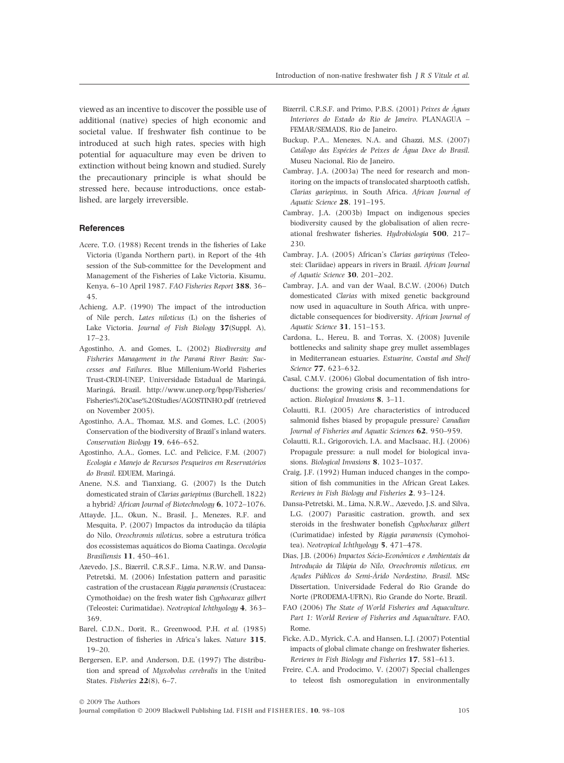viewed as an incentive to discover the possible use of additional (native) species of high economic and societal value. If freshwater fish continue to be introduced at such high rates, species with high potential for aquaculture may even be driven to extinction without being known and studied. Surely the precautionary principle is what should be stressed here, because introductions, once established, are largely irreversible.

## References

Acere, T.O. (1988) Recent trends in the fisheries of Lake Victoria (Uganda Northern part), in Report of the 4th session of the Sub-committee for the Development and Management of the Fisheries of Lake Victoria, Kisumu, Kenya, 6–10 April 1987. *FAO Fisheries Report* **388**, 36–45.

Achieng, A.P. (1990) The impact of the introduction of Nile perch, *Lates niloticus* (L) on the fisheries of Lake Victoria. *Journal of Fish Biology* **37**(Suppl. A), 17–23.

Agostinho, A. and Gomes, L. (2002) *Biodiversity and Fisheries Management in the Paraná River Basin: Successes and Failures*. Blue Millenium-World Fisheries Trust-CRDI-UNEP, Universidade Estadual de Maringá, Maringá, Brazil. http://www.unep.org/bpsp/Fisheries/Fisheries%20Case%20Studies/AGOSTINHO.pdf (retrieved on November 2005).

Agostinho, A.A., Thomaz, M.S. and Gomes, L.C. (2005) Conservation of the biodiversity of Brazil's inland waters. *Conservation Biology* **19**, 646–652.

Agostinho, A.A., Gomes, L.C. and Pelicice, F.M. (2007) *Ecologia e Manejo de Recursos Pesqueiros em Reservatórios do Brasil*. EDUEM, Maringá.

Anene, N.S. and Tianxiang, G. (2007) Is the Dutch domesticated strain of *Clarias gariepinus* (Burchell, 1822) a hybrid? *African Journal of Biotechnology* **6**, 1072–1076.

Attayde, J.L., Okun, N., Brasil, J., Menezes, R.F. and Mesquita, P. (2007) Impactos da introdução da tilápia do Nilo, *Oreochromis niloticus*, sobre a estrutura trófica dos ecossistemas aquáticos do Bioma Caatinga. *Oecologia Brasiliensis* **11**, 450–461.

Azevedo, J.S., Bizerril, C.R.S.F., Lima, N.R.W. and Dansa-Petretski, M. (2006) Infestation pattern and parasitic castration of the crustacean *Riggia paranensis* (Crustacea: Cymothoidae) on the fresh water fish *Cyphocarax gilbert* (Teleostei: Curimatidae). *Neotropical Ichthyology* **4**, 363–369.

Barel, C.D.N., Dorit, R., Greenwood, P.H. *et al.* (1985) Destruction of fisheries in Africa's lakes. *Nature* **315**, 19–20.

Bergersen, E.P. and Anderson, D.E. (1997) The distribution and spread of *Myxobolus cerebralis* in the United States. *Fisheries* **22**(8), 6–7.

Bizerril, C.R.S.F. and Primo, P.B.S. (2001) *Peixes de Águas Interiores do Estado do Rio de Janeiro*. PLANAGUA – FEMAR/SEMADS, Rio de Janeiro.

Buckup, P.A., Menezes, N.A. and Ghazzi, M.S. (2007) *Catálogo das Espécies de Peixes de Água Doce do Brasil*. Museu Nacional, Rio de Janeiro.

Cambray, J.A. (2003a) The need for research and monitoring on the impacts of translocated sharptooth catfish, *Clarias gariepinus*, in South Africa. *African Journal of Aquatic Science* **28**, 191–195.

Cambray, J.A. (2003b) Impact on indigenous species biodiversity caused by the globalisation of alien recreational freshwater fisheries. *Hydrobiologia* **500**, 217–230.

Cambray, J.A. (2005) African's *Clarias gariepinus* (Teleostei: Clariidae) appears in rivers in Brazil. *African Journal of Aquatic Science* **30**, 201–202.

Cambray, J.A. and van der Waal, B.C.W. (2006) Dutch domesticated *Clarias* with mixed genetic background now used in aquaculture in South Africa, with unpredictable consequences for biodiversity. *African Journal of Aquatic Science* **31**, 151–153.

Cardona, L., Hereu, B. and Torras, X. (2008) Juvenile bottlenecks and salinity shape grey mullet assemblages in Mediterranean estuaries. *Estuarine, Coastal and Shelf Science* **77**, 623–632.

Casal, C.M.V. (2006) Global documentation of fish introductions: the growing crisis and recommendations for action. *Biological Invasions* **8**, 3–11.

Colautti, R.I. (2005) Are characteristics of introduced salmonid fishes biased by propagule pressure? *Canadian Journal of Fisheries and Aquatic Sciences* **62**, 950–959.

Colautti, R.I., Grigorovich, I.A. and MacIsaac, H.J. (2006) Propagule pressure: a null model for biological invasions. *Biological Invasions* **8**, 1023–1037.

Craig, J.F. (1992) Human induced changes in the composition of fish communities in the African Great Lakes. *Reviews in Fish Biology and Fisheries* **2**, 93–124.

Dansa-Petretski, M., Lima, N.R.W., Azevedo, J.S. and Silva, L.G. (2007) Parasitic castration, growth, and sex steroids in the freshwater bonefish *Cyphocharax gilbert* (Curimatidae) infested by *Riggia paranensis* (Cymohoitea). *Neotropical Ichthyology* **5**, 471–478.

Dias, J.B. (2006) *Impactos Sócio-Econômicos e Ambientais da Introdução da Tilápia do Nilo, Oreochromis niloticus, em Açudes Públicos do Semi-Árido Nordestino, Brasil*. MSc Dissertation, Universidade Federal do Rio Grande do Norte (PRODEMA-UFRN), Rio Grande do Norte, Brazil.

FAO (2006) *The State of World Fisheries and Aquaculture. Part 1: World Review of Fisheries and Aquaculture*. FAO, Rome.

Ficke, A.D., Myrick, C.A. and Hansen, L.J. (2007) Potential impacts of global climate change on freshwater fisheries. *Reviews in Fish Biology and Fisheries* **17**, 581–613.

Freire, C.A. and Prodocimo, V. (2007) Special challenges to teleost fish osmoregulation in environmentally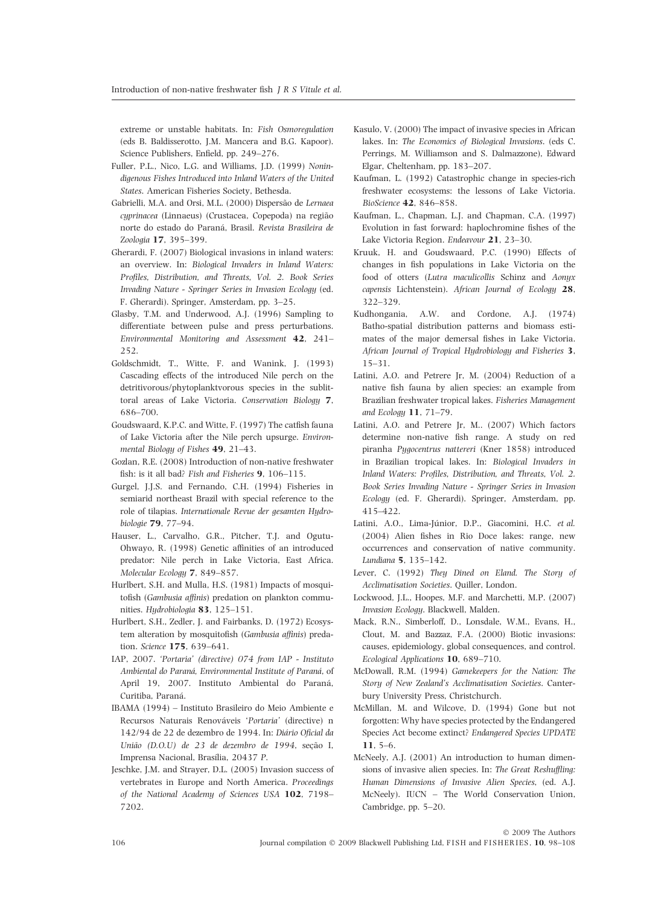extreme or unstable habitats. In: *Fish Osmoregulation* (eds B. Baldisserotto, J.M. Mancera and B.G. Kapoor). Science Publishers, Enfield, pp. 249–276.

Fuller, P.L., Nico, L.G. and Williams, J.D. (1999) *Nonindigenous Fishes Introduced into Inland Waters of the United States*. American Fisheries Society, Bethesda.

Gabrielli, M.A. and Orsi, M.L. (2000) Dispersão de *Lernaea cyprinacea* (Linnaeus) (Crustacea, Copepoda) na região norte do estado do Paraná, Brasil. *Revista Brasileira de Zoologia* **17**, 395–399.

Gherardi, F. (2007) Biological invasions in inland waters: an overview. In: *Biological Invaders in Inland Waters: Profiles, Distribution, and Threats, Vol. 2. Book Series Invading Nature - Springer Series in Invasion Ecology* (ed. F. Gherardi). Springer, Amsterdam, pp. 3–25.

Glasby, T.M. and Underwood, A.J. (1996) Sampling to differentiate between pulse and press perturbations. *Environmental Monitoring and Assessment* **42**, 241–252.

Goldschmidt, T., Witte, F. and Wanink, J. (1993) Cascading effects of the introduced Nile perch on the detritivorous/phytoplanktvorous species in the sublittoral areas of Lake Victoria. *Conservation Biology* **7**, 686–700.

Goudswaard, K.P.C. and Witte, F. (1997) The catfish fauna of Lake Victoria after the Nile perch upsurge. *Environmental Biology of Fishes* **49**, 21–43.

Gozlan, R.E. (2008) Introduction of non-native freshwater fish: is it all bad? *Fish and Fisheries* **9**, 106–115.

Gurgel, J.J.S. and Fernando, C.H. (1994) Fisheries in semiarid northeast Brazil with special reference to the role of tilapias. *Internationale Revue der gesamten Hydrobiologie* **79**, 77–94.

Hauser, L., Carvalho, G.R., Pitcher, T.J. and Ogutu-Ohwayo, R. (1998) Genetic affinities of an introduced predator: Nile perch in Lake Victoria, East Africa. *Molecular Ecology* **7**, 849–857.

Hurlbert, S.H. and Mulla, H.S. (1981) Impacts of mosquitofish (*Gambusia affinis*) predation on plankton communities. *Hydrobiologia* **83**, 125–151.

Hurlbert, S.H., Zedler, J. and Fairbanks, D. (1972) Ecosystem alteration by mosquitofish (*Gambusia affinis*) predation. *Science* **175**, 639–641.

IAP, 2007. *'Portaria' (directive) 074 from IAP - Instituto Ambiental do Paraná, Environmental Institute of Paraná*, of April 19, 2007. Instituto Ambiental do Paraná, Curitiba, Paraná.

IBAMA (1994) – Instituto Brasileiro do Meio Ambiente e Recursos Naturais Renováveis *'Portaria'* (directive) n 142/94 de 22 de dezembro de 1994. In: *Diário Oficial da União (D.O.U) de 23 de dezembro de 1994*, seção I, Imprensa Nacional, Brasília, 20437 P.

Jeschke, J.M. and Strayer, D.L. (2005) Invasion success of vertebrates in Europe and North America. *Proceedings of the National Academy of Sciences USA* **102**, 7198–7202.

Kasulo, V. (2000) The impact of invasive species in African lakes. In: *The Economics of Biological Invasions*. (eds C. Perrings, M. Williamson and S. Dalmazzone), Edward Elgar, Cheltenham, pp. 183–207.

Kaufman, L. (1992) Catastrophic change in species-rich freshwater ecosystems: the lessons of Lake Victoria. *BioScience* **42**, 846–858.

Kaufman, L., Chapman, L.J. and Chapman, C.A. (1997) Evolution in fast forward: haplochromine fishes of the Lake Victoria Region. *Endeavour* **21**, 23–30.

Kruuk, H. and Goudswaard, P.C. (1990) Effects of changes in fish populations in Lake Victoria on the food of otters (*Lutra maculicollis* Schinz and *Aonyx capensis* Lichtenstein). *African Journal of Ecology* **28**, 322–329.

Kudhongania, A.W. and Cordone, A.J. (1974) Batho-spatial distribution patterns and biomass estimates of the major demersal fishes in Lake Victoria. *African Journal of Tropical Hydrobiology and Fisheries* **3**, 15–31.

Latini, A.O. and Petrere Jr, M. (2004) Reduction of a native fish fauna by alien species: an example from Brazilian freshwater tropical lakes. *Fisheries Management and Ecology* **11**, 71–79.

Latini, A.O. and Petrere Jr, M.. (2007) Which factors determine non-native fish range. A study on red piranha *Pygocentrus nattereri* (Kner 1858) introduced in Brazilian tropical lakes. In: *Biological Invaders in Inland Waters: Profiles, Distribution, and Threats, Vol. 2. Book Series Invading Nature - Springer Series in Invasion Ecology* (ed. F. Gherardi). Springer, Amsterdam, pp. 415–422.

Latini, A.O., Lima-Júnior, D.P., Giacomini, H.C. *et al.* (2004) Alien fishes in Rio Doce lakes: range, new occurrences and conservation of native community. *Lundiana* **5**, 135–142.

Lever, C. (1992) *They Dined on Eland. The Story of Acclimatisation Societies*. Quiller, London.

Lockwood, J.L., Hoopes, M.F. and Marchetti, M.P. (2007) *Invasion Ecology*. Blackwell, Malden.

Mack, R.N., Simberloff, D., Lonsdale, W.M., Evans, H., Clout, M. and Bazzaz, F.A. (2000) Biotic invasions: causes, epidemiology, global consequences, and control. *Ecological Applications* **10**, 689–710.

McDowall, R.M. (1994) *Gamekeepers for the Nation: The Story of New Zealand's Acclimatisation Societies*. Canterbury University Press, Christchurch.

McMillan, M. and Wilcove, D. (1994) Gone but not forgotten: Why have species protected by the Endangered Species Act become extinct? *Endangered Species UPDATE* **11**, 5–6.

McNeely, A.J. (2001) An introduction to human dimensions of invasive alien species. In: *The Great Reshuffling: Human Dimensions of Invasive Alien Species*, (ed. A.J. McNeely). IUCN – The World Conservation Union, Cambridge, pp. 5–20.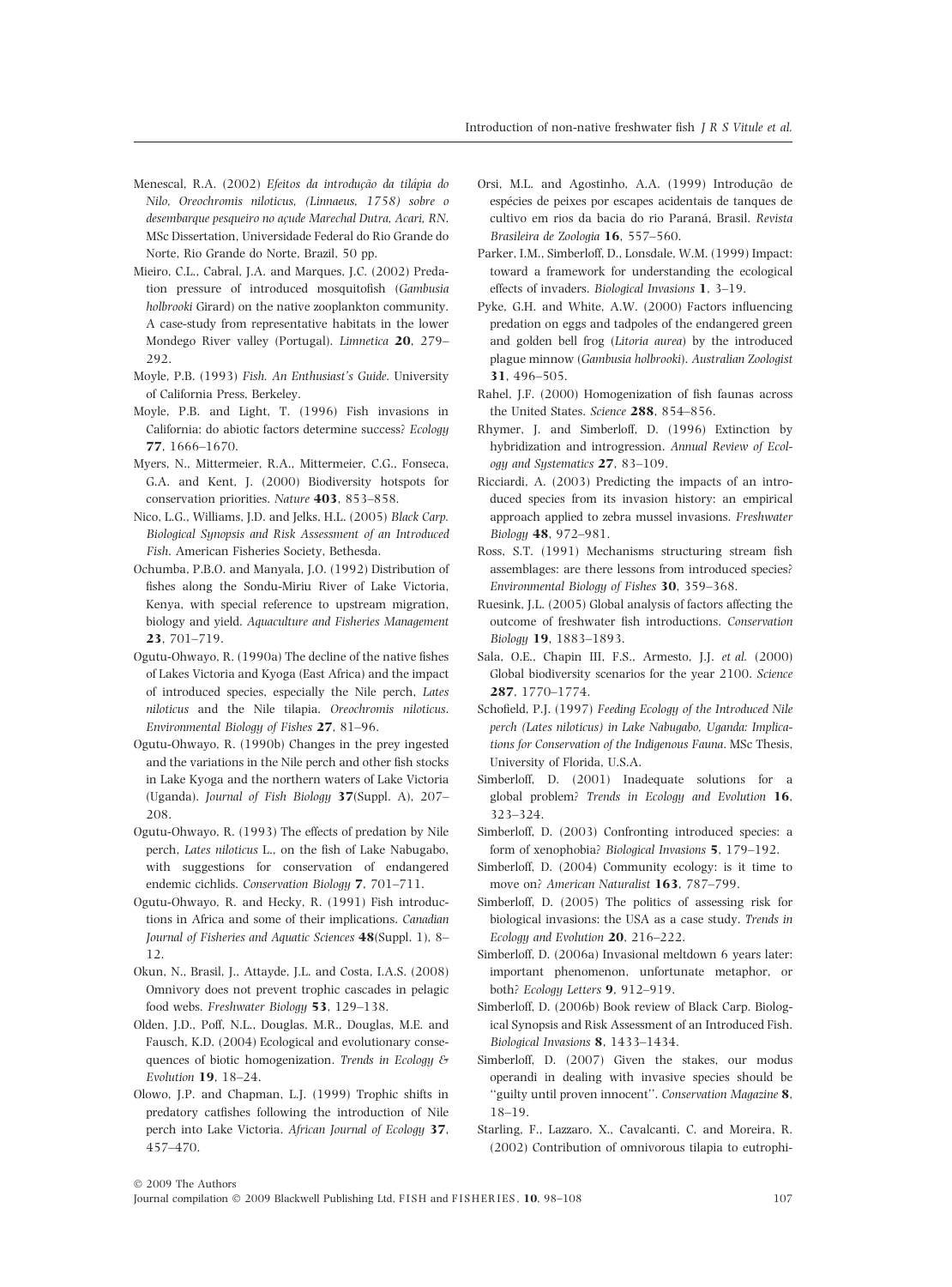Menescal, R.A. (2002) *Efeitos da introdução da tilápia do Nilo, Oreochromis niloticus, (Linnaeus, 1758) sobre o desembarque pesqueiro no açude Marechal Dutra, Acari, RN*. MSc Dissertation, Universidade Federal do Rio Grande do Norte, Rio Grande do Norte, Brazil, 50 pp.

Mieiro, C.L., Cabral, J.A. and Marques, J.C. (2002) Predation pressure of introduced mosquitofish (*Gambusia holbrooki* Girard) on the native zooplankton community. A case-study from representative habitats in the lower Mondego River valley (Portugal). *Limnetica* **20**, 279–292.

Moyle, P.B. (1993) *Fish. An Enthusiast's Guide*. University of California Press, Berkeley.

Moyle, P.B. and Light, T. (1996) Fish invasions in California: do abiotic factors determine success? *Ecology* **77**, 1666–1670.

Myers, N., Mittermeier, R.A., Mittermeier, C.G., Fonseca, G.A. and Kent, J. (2000) Biodiversity hotspots for conservation priorities. *Nature* **403**, 853–858.

Nico, L.G., Williams, J.D. and Jelks, H.L. (2005) *Black Carp. Biological Synopsis and Risk Assessment of an Introduced Fish*. American Fisheries Society, Bethesda.

Ochumba, P.B.O. and Manyala, J.O. (1992) Distribution of fishes along the Sondu-Miriu River of Lake Victoria, Kenya, with special reference to upstream migration, biology and yield. *Aquaculture and Fisheries Management* **23**, 701–719.

Ogutu-Ohwayo, R. (1990a) The decline of the native fishes of Lakes Victoria and Kyoga (East Africa) and the impact of introduced species, especially the Nile perch, *Lates niloticus* and the Nile tilapia. *Oreochromis niloticus*. *Environmental Biology of Fishes* **27**, 81–96.

Ogutu-Ohwayo, R. (1990b) Changes in the prey ingested and the variations in the Nile perch and other fish stocks in Lake Kyoga and the northern waters of Lake Victoria (Uganda). *Journal of Fish Biology* **37**(Suppl. A), 207–208.

Ogutu-Ohwayo, R. (1993) The effects of predation by Nile perch, *Lates niloticus* L., on the fish of Lake Nabugabo, with suggestions for conservation of endangered endemic cichlids. *Conservation Biology* **7**, 701–711.

Ogutu-Ohwayo, R. and Hecky, R. (1991) Fish introductions in Africa and some of their implications. *Canadian Journal of Fisheries and Aquatic Sciences* **48**(Suppl. 1), 8–12.

Okun, N., Brasil, J., Attayde, J.L. and Costa, I.A.S. (2008) Omnivory does not prevent trophic cascades in pelagic food webs. *Freshwater Biology* **53**, 129–138.

Olden, J.D., Poff, N.L., Douglas, M.R., Douglas, M.E. and Fausch, K.D. (2004) Ecological and evolutionary consequences of biotic homogenization. *Trends in Ecology & Evolution* **19**, 18–24.

Olowo, J.P. and Chapman, L.J. (1999) Trophic shifts in predatory catfishes following the introduction of Nile perch into Lake Victoria. *African Journal of Ecology* **37**, 457–470.

Orsi, M.L. and Agostinho, A.A. (1999) Introdução de espécies de peixes por escapes acidentais de tanques de cultivo em rios da bacia do rio Paraná, Brasil. *Revista Brasileira de Zoologia* **16**, 557–560.

Parker, I.M., Simberloff, D., Lonsdale, W.M. (1999) Impact: toward a framework for understanding the ecological effects of invaders. *Biological Invasions* **1**, 3–19.

Pyke, G.H. and White, A.W. (2000) Factors influencing predation on eggs and tadpoles of the endangered green and golden bell frog (*Litoria aurea*) by the introduced plague minnow (*Gambusia holbrooki*). *Australian Zoologist* **31**, 496–505.

Rahel, J.F. (2000) Homogenization of fish faunas across the United States. *Science* **288**, 854–856.

Rhymer, J. and Simberloff, D. (1996) Extinction by hybridization and introgression. *Annual Review of Ecology and Systematics* **27**, 83–109.

Ricciardi, A. (2003) Predicting the impacts of an introduced species from its invasion history: an empirical approach applied to zebra mussel invasions. *Freshwater Biology* **48**, 972–981.

Ross, S.T. (1991) Mechanisms structuring stream fish assemblages: are there lessons from introduced species? *Environmental Biology of Fishes* **30**, 359–368.

Ruesink, J.L. (2005) Global analysis of factors affecting the outcome of freshwater fish introductions. *Conservation Biology* **19**, 1883–1893.

Sala, O.E., Chapin III, F.S., Armesto, J.J. *et al.* (2000) Global biodiversity scenarios for the year 2100. *Science* **287**, 1770–1774.

Schofield, P.J. (1997) *Feeding Ecology of the Introduced Nile perch (Lates niloticus) in Lake Nabugabo, Uganda: Implications for Conservation of the Indigenous Fauna*. MSc Thesis, University of Florida, U.S.A.

Simberloff, D. (2001) Inadequate solutions for a global problem? *Trends in Ecology and Evolution* **16**, 323–324.

Simberloff, D. (2003) Confronting introduced species: a form of xenophobia? *Biological Invasions* **5**, 179–192.

Simberloff, D. (2004) Community ecology: is it time to move on? *American Naturalist* **163**, 787–799.

Simberloff, D. (2005) The politics of assessing risk for biological invasions: the USA as a case study. *Trends in Ecology and Evolution* **20**, 216–222.

Simberloff, D. (2006a) Invasional meltdown 6 years later: important phenomenon, unfortunate metaphor, or both? *Ecology Letters* **9**, 912–919.

Simberloff, D. (2006b) Book review of Black Carp. Biological Synopsis and Risk Assessment of an Introduced Fish. *Biological Invasions* **8**, 1433–1434.

Simberloff, D. (2007) Given the stakes, our modus operandi in dealing with invasive species should be "guilty until proven innocent". *Conservation Magazine* **8**, 18–19.

Starling, F., Lazzaro, X., Cavalcanti, C. and Moreira, R. (2002) Contribution of omnivorous tilapia to eutrophi-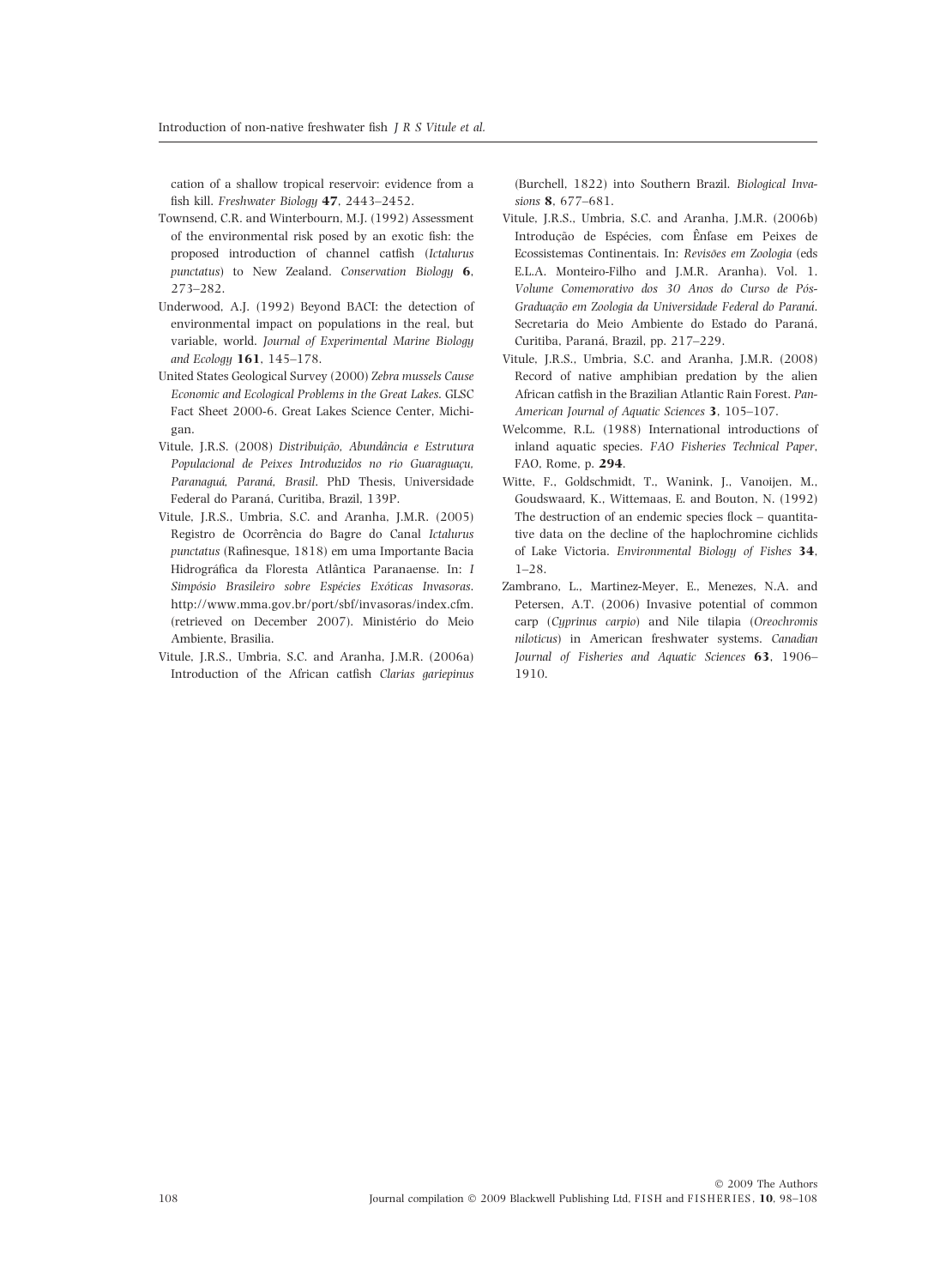cation of a shallow tropical reservoir: evidence from a fish kill. *Freshwater Biology* **47**, 2443–2452.

Townsend, C.R. and Winterbourn, M.J. (1992) Assessment of the environmental risk posed by an exotic fish: the proposed introduction of channel catfish (*Ictalurus punctatus*) to New Zealand. *Conservation Biology* **6**, 273–282.

Underwood, A.J. (1992) Beyond BACI: the detection of environmental impact on populations in the real, but variable, world. *Journal of Experimental Marine Biology and Ecology* **161**, 145–178.

United States Geological Survey (2000) *Zebra mussels Cause Economic and Ecological Problems in the Great Lakes*. GLSC Fact Sheet 2000-6. Great Lakes Science Center, Michigan.

Vitule, J.R.S. (2008) *Distribuição, Abundância e Estrutura Populacional de Peixes Introduzidos no rio Guaraguaçu, Paranaguá, Paraná, Brasil*. PhD Thesis, Universidade Federal do Paraná, Curitiba, Brazil, 139P.

Vitule, J.R.S., Umbria, S.C. and Aranha, J.M.R. (2005) Registro de Ocorrência do Bagre do Canal *Ictalurus punctatus* (Rafinesque, 1818) em uma Importante Bacia Hidrográfica da Floresta Atlântica Paranaense. In: *I Simpósio Brasileiro sobre Espécies Exóticas Invasoras*. http://www.mma.gov.br/port/sbf/invasoras/index.cfm. (retrieved on December 2007). Ministério do Meio Ambiente, Brasilia.

Vitule, J.R.S., Umbria, S.C. and Aranha, J.M.R. (2006a) Introduction of the African catfish *Clarias gariepinus* (Burchell, 1822) into Southern Brazil. *Biological Invasions* **8**, 677–681.

Vitule, J.R.S., Umbria, S.C. and Aranha, J.M.R. (2006b) Introdução de Espécies, com Ênfase em Peixes de Ecossistemas Continentais. In: *Revisões em Zoologia* (eds E.L.A. Monteiro-Filho and J.M.R. Aranha). Vol. 1. *Volume Comemorativo dos 30 Anos do Curso de Pós-Graduação em Zoologia da Universidade Federal do Paraná*. Secretaria do Meio Ambiente do Estado do Paraná, Curitiba, Paraná, Brazil, pp. 217–229.

Vitule, J.R.S., Umbria, S.C. and Aranha, J.M.R. (2008) Record of native amphibian predation by the alien African catfish in the Brazilian Atlantic Rain Forest. *Pan-American Journal of Aquatic Sciences* **3**, 105–107.

Welcomme, R.L. (1988) International introductions of inland aquatic species. *FAO Fisheries Technical Paper*, FAO, Rome, p. **294**.

Witte, F., Goldschmidt, T., Wanink, J., Vanoijen, M., Goudswaard, K., Wittemaas, E. and Bouton, N. (1992) The destruction of an endemic species flock – quantitative data on the decline of the haplochromine cichlids of Lake Victoria. *Environmental Biology of Fishes* **34**, 1–28.

Zambrano, L., Martinez-Meyer, E., Menezes, N.A. and Petersen, A.T. (2006) Invasive potential of common carp (*Cyprinus carpio*) and Nile tilapia (*Oreochromis niloticus*) in American freshwater systems. *Canadian Journal of Fisheries and Aquatic Sciences* **63**, 1906–1910.